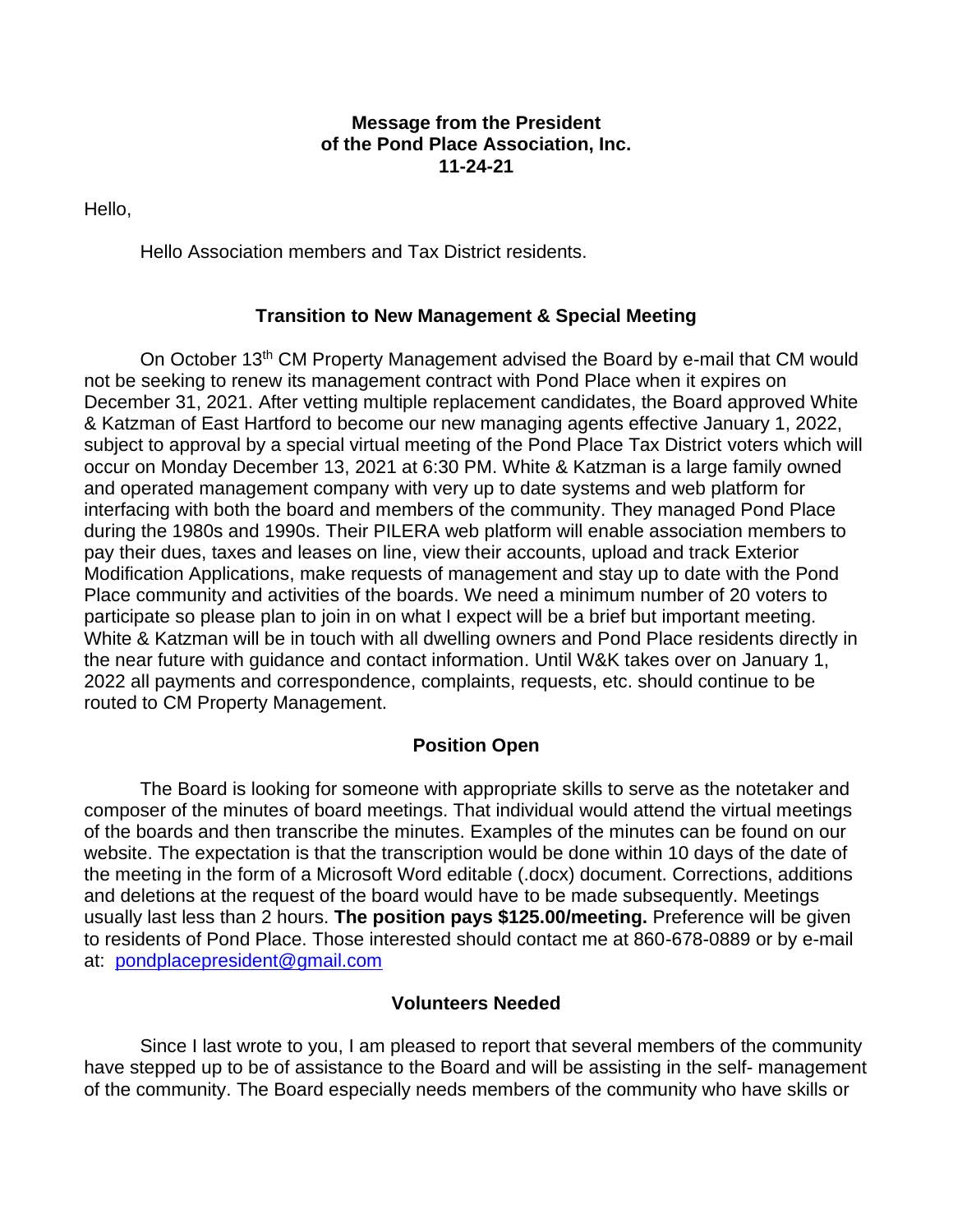**Message from the President**
**of the Pond Place Association, Inc.**
**11-24-21**

Hello,

Hello Association members and Tax District residents.

**Transition to New Management & Special Meeting**

On October 13th CM Property Management advised the Board by e-mail that CM would not be seeking to renew its management contract with Pond Place when it expires on December 31, 2021. After vetting multiple replacement candidates, the Board approved White & Katzman of East Hartford to become our new managing agents effective January 1, 2022, subject to approval by a special virtual meeting of the Pond Place Tax District voters which will occur on Monday December 13, 2021 at 6:30 PM. White & Katzman is a large family owned and operated management company with very up to date systems and web platform for interfacing with both the board and members of the community. They managed Pond Place during the 1980s and 1990s. Their PILERA web platform will enable association members to pay their dues, taxes and leases on line, view their accounts, upload and track Exterior Modification Applications, make requests of management and stay up to date with the Pond Place community and activities of the boards. We need a minimum number of 20 voters to participate so please plan to join in on what I expect will be a brief but important meeting. White & Katzman will be in touch with all dwelling owners and Pond Place residents directly in the near future with guidance and contact information. Until W&K takes over on January 1, 2022 all payments and correspondence, complaints, requests, etc. should continue to be routed to CM Property Management.

**Position Open**

The Board is looking for someone with appropriate skills to serve as the notetaker and composer of the minutes of board meetings. That individual would attend the virtual meetings of the boards and then transcribe the minutes. Examples of the minutes can be found on our website. The expectation is that the transcription would be done within 10 days of the date of the meeting in the form of a Microsoft Word editable (.docx) document. Corrections, additions and deletions at the request of the board would have to be made subsequently. Meetings usually last less than 2 hours. **The position pays $125.00/meeting.** Preference will be given to residents of Pond Place. Those interested should contact me at 860-678-0889 or by e-mail at: pondplacepresident@gmail.com

**Volunteers Needed**

Since I last wrote to you, I am pleased to report that several members of the community have stepped up to be of assistance to the Board and will be assisting in the self- management of the community. The Board especially needs members of the community who have skills or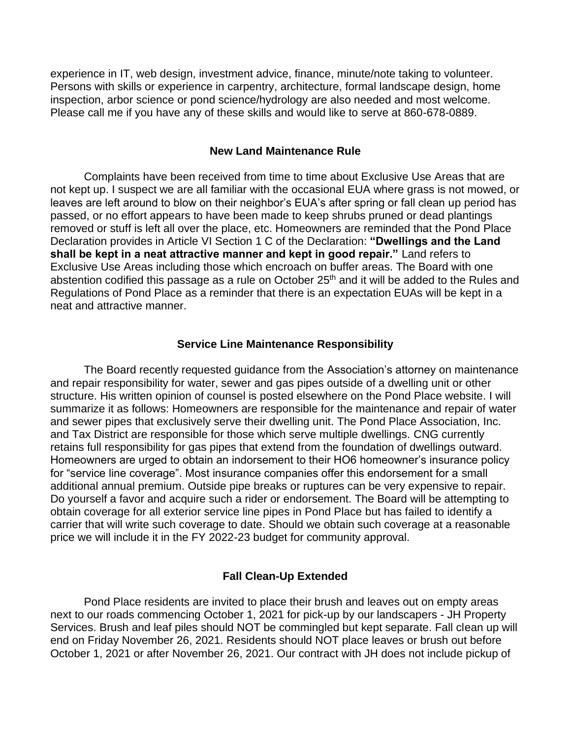experience in IT, web design, investment advice, finance, minute/note taking to volunteer. Persons with skills or experience in carpentry, architecture, formal landscape design, home inspection, arbor science or pond science/hydrology are also needed and most welcome. Please call me if you have any of these skills and would like to serve at 860-678-0889.

### New Land Maintenance Rule

Complaints have been received from time to time about Exclusive Use Areas that are not kept up. I suspect we are all familiar with the occasional EUA where grass is not mowed, or leaves are left around to blow on their neighbor's EUA's after spring or fall clean up period has passed, or no effort appears to have been made to keep shrubs pruned or dead plantings removed or stuff is left all over the place, etc. Homeowners are reminded that the Pond Place Declaration provides in Article VI Section 1 C of the Declaration: **"Dwellings and the Land shall be kept in a neat attractive manner and kept in good repair."** Land refers to Exclusive Use Areas including those which encroach on buffer areas. The Board with one abstention codified this passage as a rule on October 25th and it will be added to the Rules and Regulations of Pond Place as a reminder that there is an expectation EUAs will be kept in a neat and attractive manner.

### Service Line Maintenance Responsibility

The Board recently requested guidance from the Association's attorney on maintenance and repair responsibility for water, sewer and gas pipes outside of a dwelling unit or other structure. His written opinion of counsel is posted elsewhere on the Pond Place website. I will summarize it as follows: Homeowners are responsible for the maintenance and repair of water and sewer pipes that exclusively serve their dwelling unit. The Pond Place Association, Inc. and Tax District are responsible for those which serve multiple dwellings. CNG currently retains full responsibility for gas pipes that extend from the foundation of dwellings outward. Homeowners are urged to obtain an indorsement to their HO6 homeowner's insurance policy for "service line coverage". Most insurance companies offer this endorsement for a small additional annual premium. Outside pipe breaks or ruptures can be very expensive to repair. Do yourself a favor and acquire such a rider or endorsement. The Board will be attempting to obtain coverage for all exterior service line pipes in Pond Place but has failed to identify a carrier that will write such coverage to date. Should we obtain such coverage at a reasonable price we will include it in the FY 2022-23 budget for community approval.

### Fall Clean-Up Extended

Pond Place residents are invited to place their brush and leaves out on empty areas next to our roads commencing October 1, 2021 for pick-up by our landscapers - JH Property Services. Brush and leaf piles should NOT be commingled but kept separate. Fall clean up will end on Friday November 26, 2021. Residents should NOT place leaves or brush out before October 1, 2021 or after November 26, 2021. Our contract with JH does not include pickup of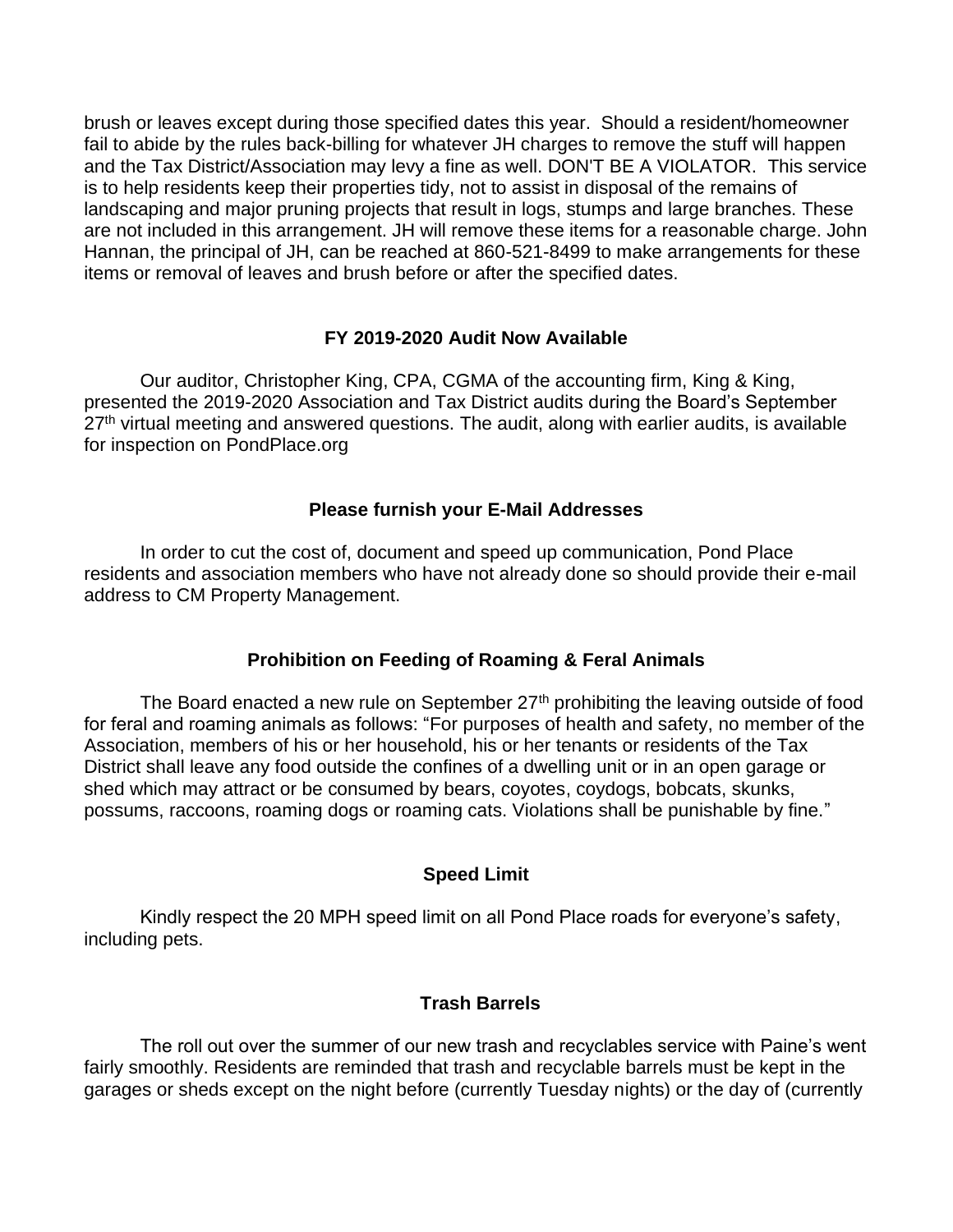brush or leaves except during those specified dates this year. Should a resident/homeowner fail to abide by the rules back-billing for whatever JH charges to remove the stuff will happen and the Tax District/Association may levy a fine as well. DON'T BE A VIOLATOR. This service is to help residents keep their properties tidy, not to assist in disposal of the remains of landscaping and major pruning projects that result in logs, stumps and large branches. These are not included in this arrangement. JH will remove these items for a reasonable charge. John Hannan, the principal of JH, can be reached at 860-521-8499 to make arrangements for these items or removal of leaves and brush before or after the specified dates.

**FY 2019-2020 Audit Now Available**

Our auditor, Christopher King, CPA, CGMA of the accounting firm, King & King, presented the 2019-2020 Association and Tax District audits during the Board's September 27th virtual meeting and answered questions. The audit, along with earlier audits, is available for inspection on PondPlace.org

**Please furnish your E-Mail Addresses**

In order to cut the cost of, document and speed up communication, Pond Place residents and association members who have not already done so should provide their e-mail address to CM Property Management.

**Prohibition on Feeding of Roaming & Feral Animals**

The Board enacted a new rule on September 27th prohibiting the leaving outside of food for feral and roaming animals as follows: "For purposes of health and safety, no member of the Association, members of his or her household, his or her tenants or residents of the Tax District shall leave any food outside the confines of a dwelling unit or in an open garage or shed which may attract or be consumed by bears, coyotes, coydogs, bobcats, skunks, possums, raccoons, roaming dogs or roaming cats. Violations shall be punishable by fine."

**Speed Limit**

Kindly respect the 20 MPH speed limit on all Pond Place roads for everyone's safety, including pets.

**Trash Barrels**

The roll out over the summer of our new trash and recyclables service with Paine's went fairly smoothly. Residents are reminded that trash and recyclable barrels must be kept in the garages or sheds except on the night before (currently Tuesday nights) or the day of (currently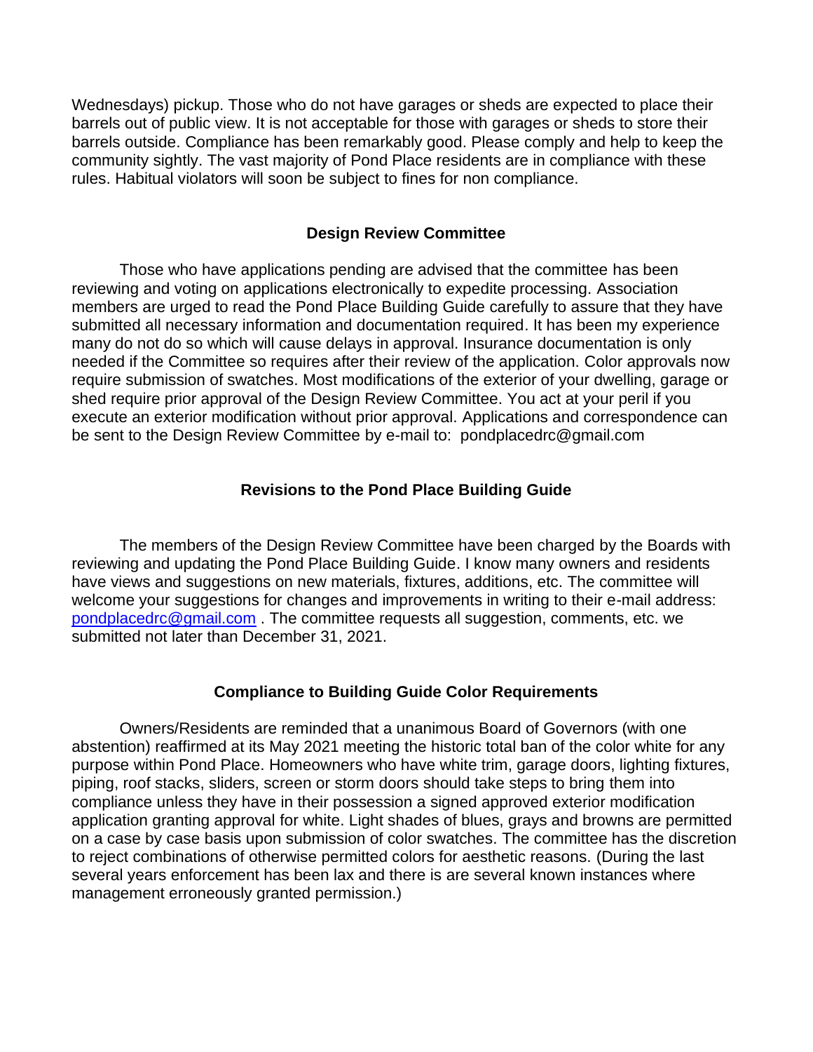Wednesdays) pickup. Those who do not have garages or sheds are expected to place their barrels out of public view. It is not acceptable for those with garages or sheds to store their barrels outside. Compliance has been remarkably good. Please comply and help to keep the community sightly. The vast majority of Pond Place residents are in compliance with these rules. Habitual violators will soon be subject to fines for non compliance.

## Design Review Committee

Those who have applications pending are advised that the committee has been reviewing and voting on applications electronically to expedite processing. Association members are urged to read the Pond Place Building Guide carefully to assure that they have submitted all necessary information and documentation required. It has been my experience many do not do so which will cause delays in approval. Insurance documentation is only needed if the Committee so requires after their review of the application. Color approvals now require submission of swatches. Most modifications of the exterior of your dwelling, garage or shed require prior approval of the Design Review Committee. You act at your peril if you execute an exterior modification without prior approval. Applications and correspondence can be sent to the Design Review Committee by e-mail to: pondplacedrc@gmail.com

## Revisions to the Pond Place Building Guide

The members of the Design Review Committee have been charged by the Boards with reviewing and updating the Pond Place Building Guide. I know many owners and residents have views and suggestions on new materials, fixtures, additions, etc. The committee will welcome your suggestions for changes and improvements in writing to their e-mail address: pondplacedrc@gmail.com . The committee requests all suggestion, comments, etc. we submitted not later than December 31, 2021.

## Compliance to Building Guide Color Requirements

Owners/Residents are reminded that a unanimous Board of Governors (with one abstention) reaffirmed at its May 2021 meeting the historic total ban of the color white for any purpose within Pond Place. Homeowners who have white trim, garage doors, lighting fixtures, piping, roof stacks, sliders, screen or storm doors should take steps to bring them into compliance unless they have in their possession a signed approved exterior modification application granting approval for white. Light shades of blues, grays and browns are permitted on a case by case basis upon submission of color swatches. The committee has the discretion to reject combinations of otherwise permitted colors for aesthetic reasons. (During the last several years enforcement has been lax and there is are several known instances where management erroneously granted permission.)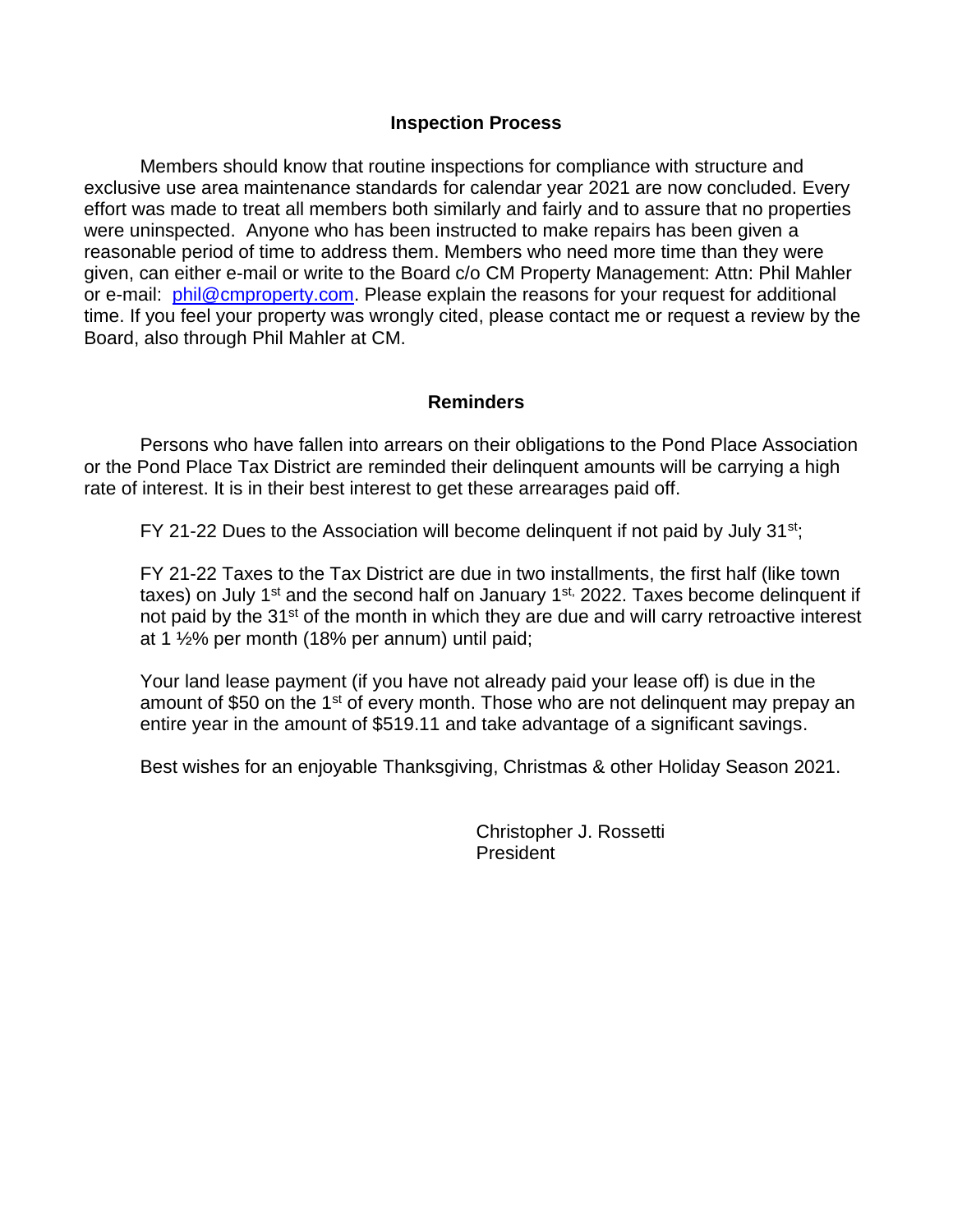## Inspection Process

Members should know that routine inspections for compliance with structure and exclusive use area maintenance standards for calendar year 2021 are now concluded. Every effort was made to treat all members both similarly and fairly and to assure that no properties were uninspected. Anyone who has been instructed to make repairs has been given a reasonable period of time to address them. Members who need more time than they were given, can either e-mail or write to the Board c/o CM Property Management: Attn: Phil Mahler or e-mail: [phil@cmproperty.com](mailto:phil@cmproperty.com). Please explain the reasons for your request for additional time. If you feel your property was wrongly cited, please contact me or request a review by the Board, also through Phil Mahler at CM.

## Reminders

Persons who have fallen into arrears on their obligations to the Pond Place Association or the Pond Place Tax District are reminded their delinquent amounts will be carrying a high rate of interest. It is in their best interest to get these arrearages paid off.

FY 21-22 Dues to the Association will become delinquent if not paid by July 31st;

FY 21-22 Taxes to the Tax District are due in two installments, the first half (like town taxes) on July 1st and the second half on January 1st, 2022. Taxes become delinquent if not paid by the 31st of the month in which they are due and will carry retroactive interest at 1 ½% per month (18% per annum) until paid;

Your land lease payment (if you have not already paid your lease off) is due in the amount of $50 on the 1st of every month. Those who are not delinquent may prepay an entire year in the amount of $519.11 and take advantage of a significant savings.

Best wishes for an enjoyable Thanksgiving, Christmas & other Holiday Season 2021.

Christopher J. Rossetti
President